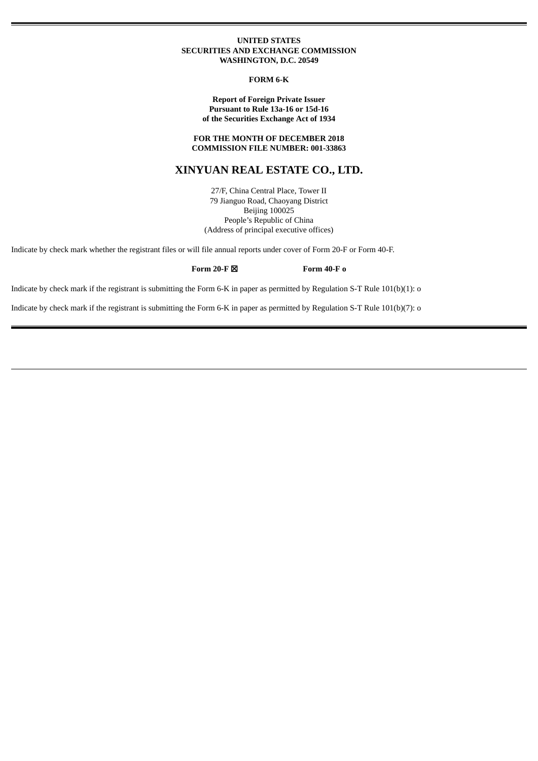**UNITED STATES**
**SECURITIES AND EXCHANGE COMMISSION**
**WASHINGTON, D.C. 20549**

**FORM 6-K**

**Report of Foreign Private Issuer**
**Pursuant to Rule 13a-16 or 15d-16**
**of the Securities Exchange Act of 1934**

**FOR THE MONTH OF DECEMBER 2018**
**COMMISSION FILE NUMBER: 001-33863**

# XINYUAN REAL ESTATE CO., LTD.

27/F, China Central Place, Tower II
79 Jianguo Road, Chaoyang District
Beijing 100025
People's Republic of China
(Address of principal executive offices)

Indicate by check mark whether the registrant files or will file annual reports under cover of Form 20-F or Form 40-F.

**Form 20-F** ☒ **Form 40-F** o

Indicate by check mark if the registrant is submitting the Form 6-K in paper as permitted by Regulation S-T Rule 101(b)(1): o

Indicate by check mark if the registrant is submitting the Form 6-K in paper as permitted by Regulation S-T Rule 101(b)(7): o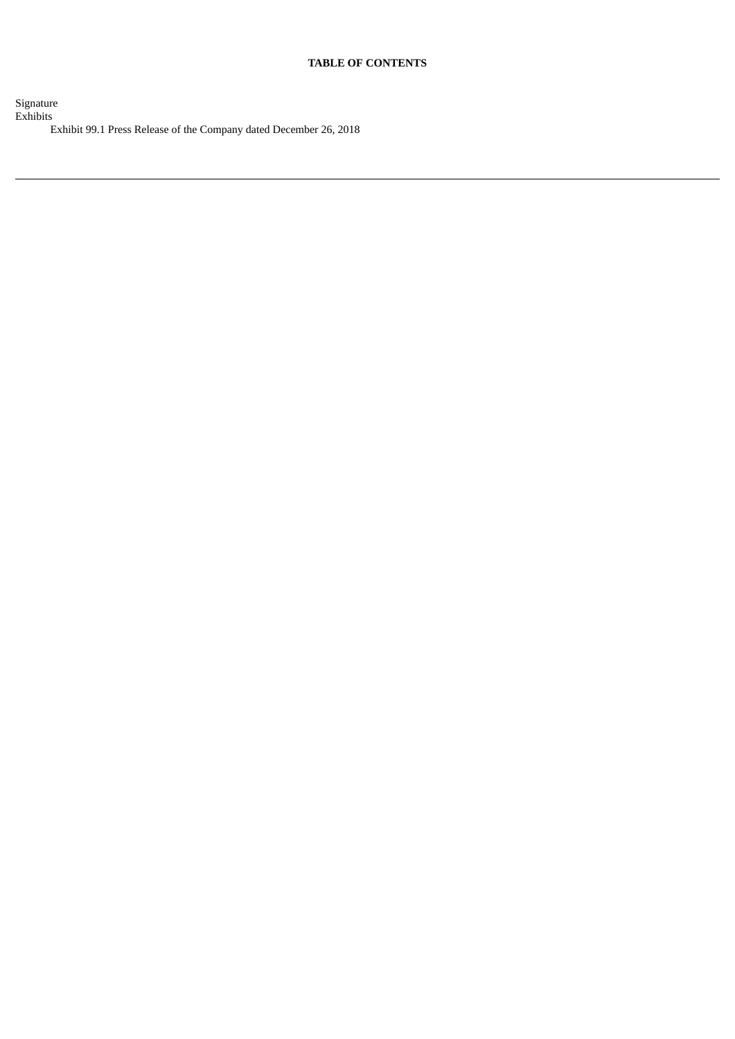**TABLE OF CONTENTS**

Signature
Exhibits
- Exhibit 99.1 Press Release of the Company dated December 26, 2018

---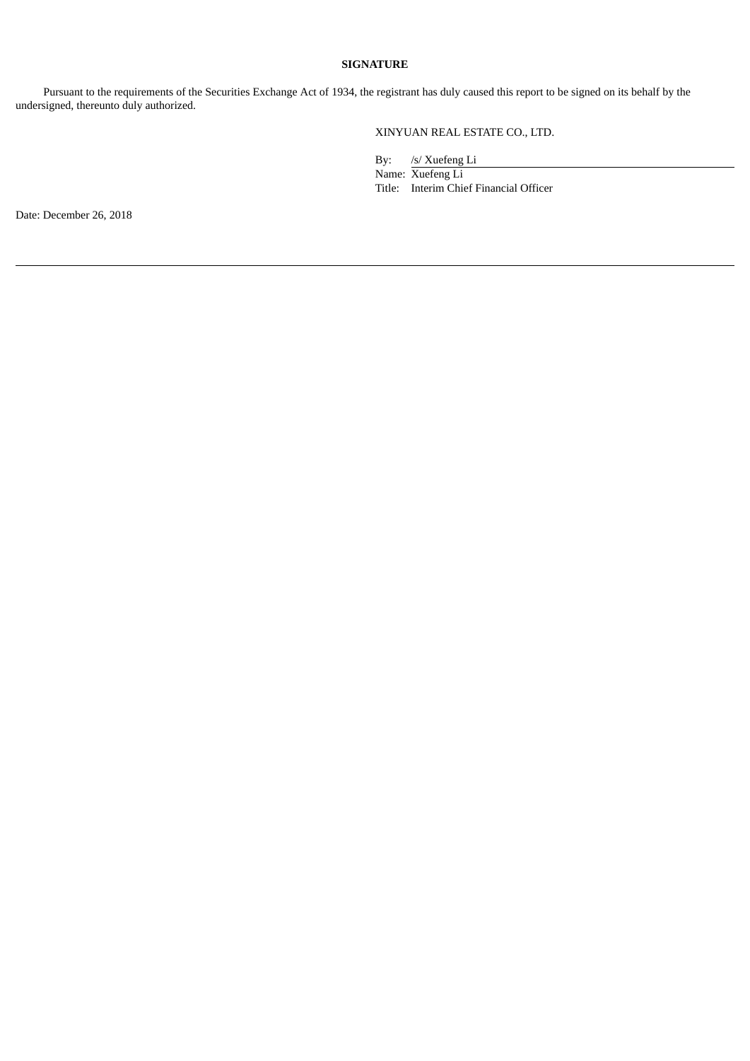**SIGNATURE**

Pursuant to the requirements of the Securities Exchange Act of 1934, the registrant has duly caused this report to be signed on its behalf by the undersigned, thereunto duly authorized.

XINYUAN REAL ESTATE CO., LTD.

By: /s/ Xuefeng Li  
Name: Xuefeng Li  
Title: Interim Chief Financial Officer

Date: December 26, 2018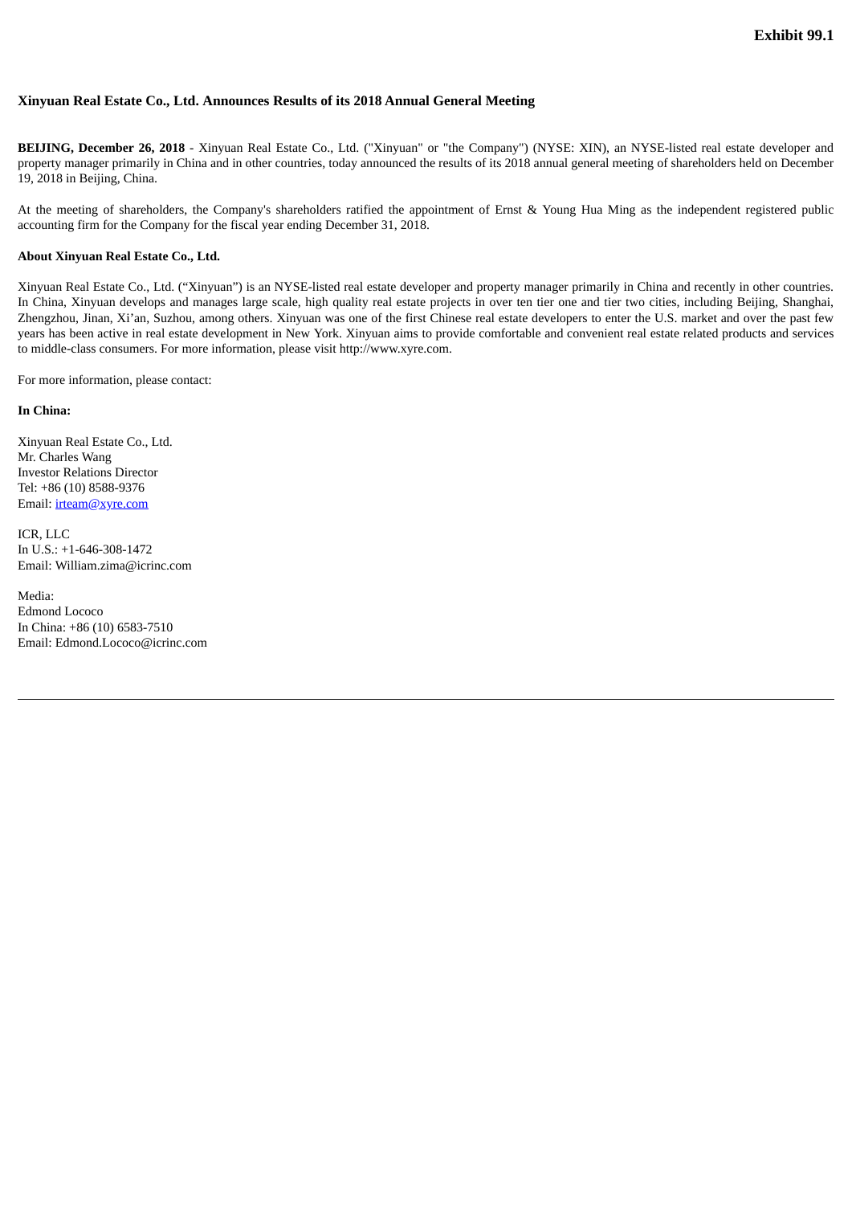**Exhibit 99.1**

## Xinyuan Real Estate Co., Ltd. Announces Results of its 2018 Annual General Meeting

**BEIJING, December 26, 2018** - Xinyuan Real Estate Co., Ltd. ("Xinyuan" or "the Company") (NYSE: XIN), an NYSE-listed real estate developer and property manager primarily in China and in other countries, today announced the results of its 2018 annual general meeting of shareholders held on December 19, 2018 in Beijing, China.

At the meeting of shareholders, the Company's shareholders ratified the appointment of Ernst & Young Hua Ming as the independent registered public accounting firm for the Company for the fiscal year ending December 31, 2018.

**About Xinyuan Real Estate Co., Ltd.**

Xinyuan Real Estate Co., Ltd. ("Xinyuan") is an NYSE-listed real estate developer and property manager primarily in China and recently in other countries. In China, Xinyuan develops and manages large scale, high quality real estate projects in over ten tier one and tier two cities, including Beijing, Shanghai, Zhengzhou, Jinan, Xi'an, Suzhou, among others. Xinyuan was one of the first Chinese real estate developers to enter the U.S. market and over the past few years has been active in real estate development in New York. Xinyuan aims to provide comfortable and convenient real estate related products and services to middle-class consumers. For more information, please visit http://www.xyre.com.

For more information, please contact:

**In China:**

Xinyuan Real Estate Co., Ltd.
Mr. Charles Wang
Investor Relations Director
Tel: +86 (10) 8588-9376
Email: irteam@xyre.com

ICR, LLC
In U.S.: +1-646-308-1472
Email: William.zima@icrinc.com

Media:
Edmond Lococo
In China: +86 (10) 6583-7510
Email: Edmond.Lococo@icrinc.com